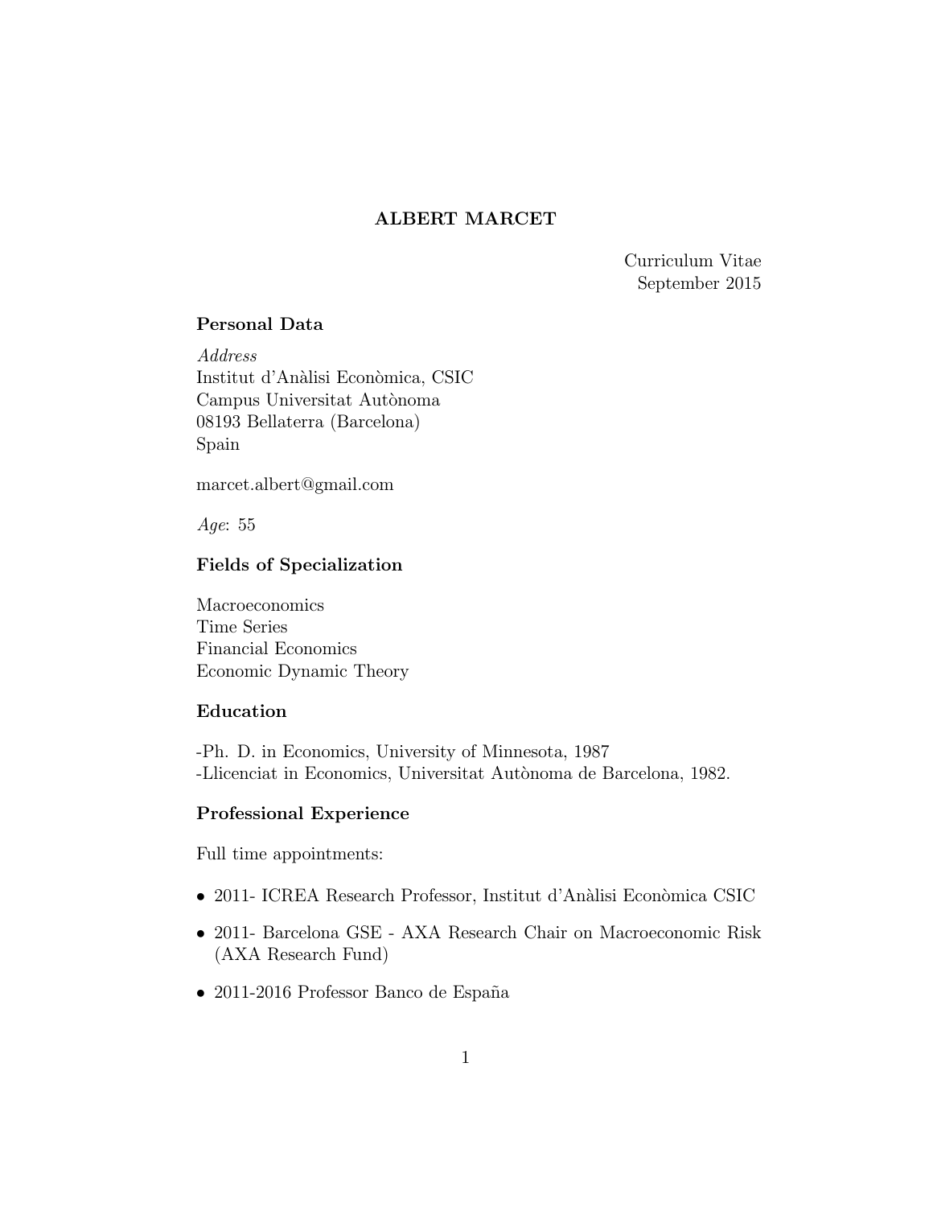# ALBERT MARCET

Curriculum Vitae
September 2015

## Personal Data

*Address*
Institut d'Anàlisi Econòmica, CSIC
Campus Universitat Autònoma
08193 Bellaterra (Barcelona)
Spain

marcet.albert@gmail.com

*Age*: 55

## Fields of Specialization

Macroeconomics
Time Series
Financial Economics
Economic Dynamic Theory

## Education

-Ph. D. in Economics, University of Minnesota, 1987
-Llicenciat in Economics, Universitat Autònoma de Barcelona, 1982.

## Professional Experience

Full time appointments:

- 2011- ICREA Research Professor, Institut d'Anàlisi Econòmica CSIC
- 2011- Barcelona GSE - AXA Research Chair on Macroeconomic Risk (AXA Research Fund)
- 2011-2016 Professor Banco de España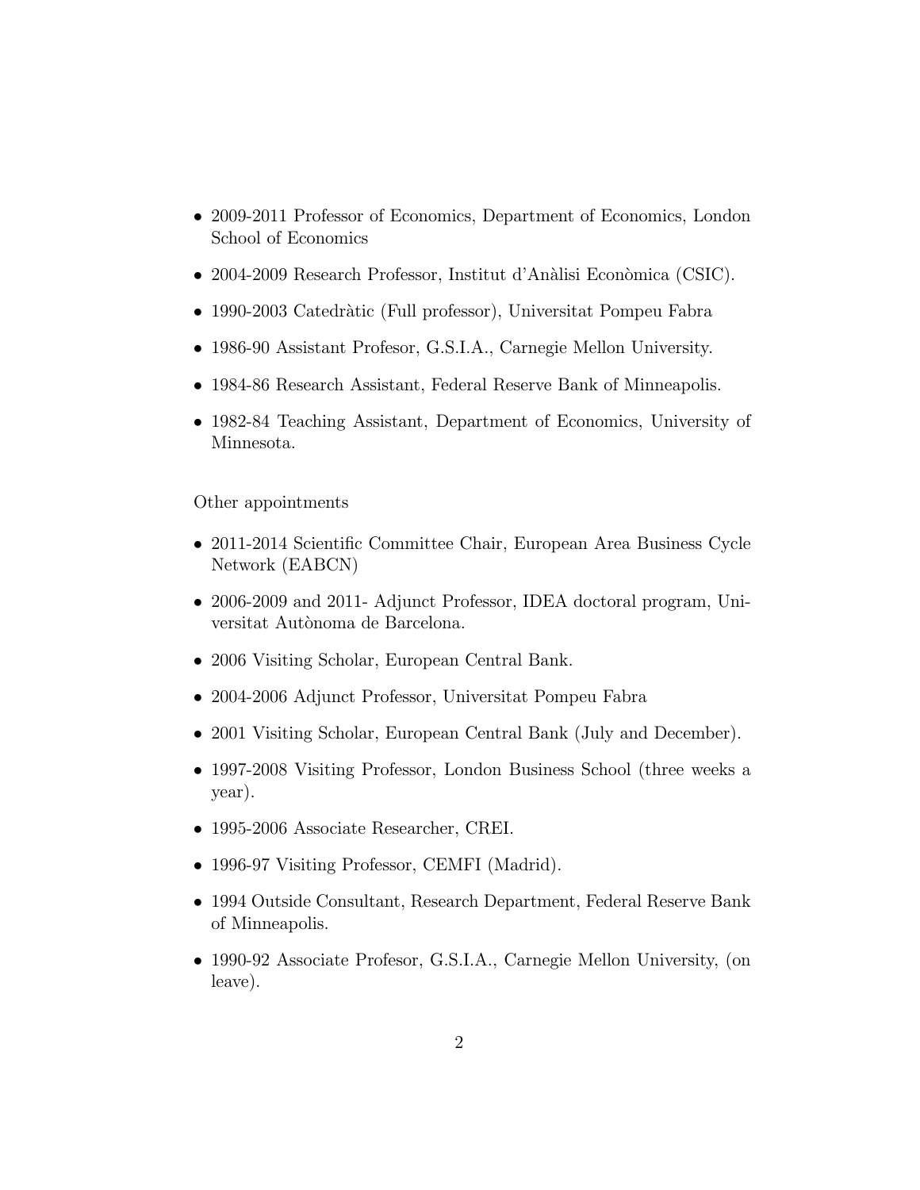- 2009-2011 Professor of Economics, Department of Economics, London School of Economics
- 2004-2009 Research Professor, Institut d'Anàlisi Econòmica (CSIC).
- 1990-2003 Catedràtic (Full professor), Universitat Pompeu Fabra
- 1986-90 Assistant Profesor, G.S.I.A., Carnegie Mellon University.
- 1984-86 Research Assistant, Federal Reserve Bank of Minneapolis.
- 1982-84 Teaching Assistant, Department of Economics, University of Minnesota.

Other appointments

- 2011-2014 Scientific Committee Chair, European Area Business Cycle Network (EABCN)
- 2006-2009 and 2011- Adjunct Professor, IDEA doctoral program, Universitat Autònoma de Barcelona.
- 2006 Visiting Scholar, European Central Bank.
- 2004-2006 Adjunct Professor, Universitat Pompeu Fabra
- 2001 Visiting Scholar, European Central Bank (July and December).
- 1997-2008 Visiting Professor, London Business School (three weeks a year).
- 1995-2006 Associate Researcher, CREI.
- 1996-97 Visiting Professor, CEMFI (Madrid).
- 1994 Outside Consultant, Research Department, Federal Reserve Bank of Minneapolis.
- 1990-92 Associate Profesor, G.S.I.A., Carnegie Mellon University, (on leave).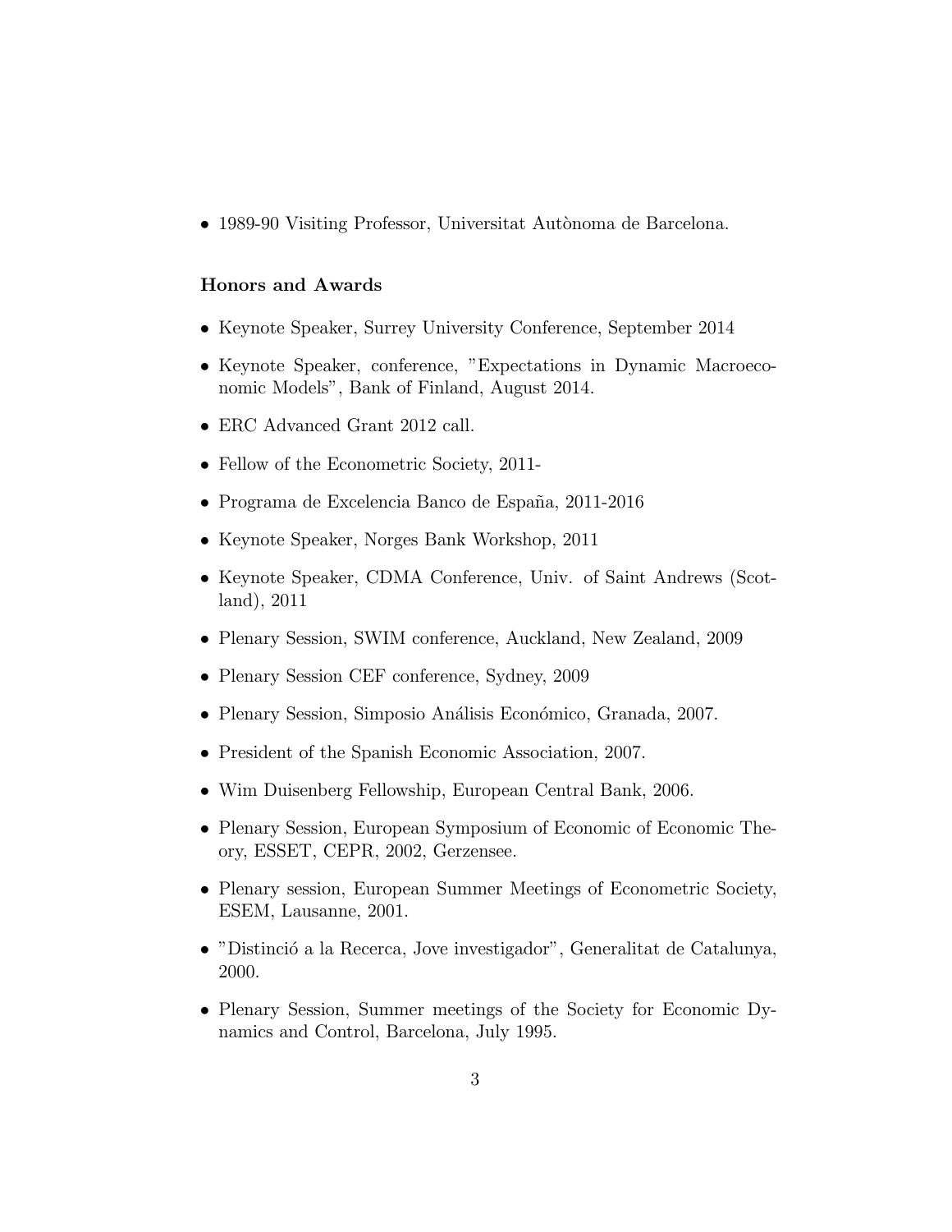- 1989-90 Visiting Professor, Universitat Autònoma de Barcelona.

### Honors and Awards

- Keynote Speaker, Surrey University Conference, September 2014
- Keynote Speaker, conference, "Expectations in Dynamic Macroeconomic Models", Bank of Finland, August 2014.
- ERC Advanced Grant 2012 call.
- Fellow of the Econometric Society, 2011-
- Programa de Excelencia Banco de España, 2011-2016
- Keynote Speaker, Norges Bank Workshop, 2011
- Keynote Speaker, CDMA Conference, Univ. of Saint Andrews (Scotland), 2011
- Plenary Session, SWIM conference, Auckland, New Zealand, 2009
- Plenary Session CEF conference, Sydney, 2009
- Plenary Session, Simposio Análisis Económico, Granada, 2007.
- President of the Spanish Economic Association, 2007.
- Wim Duisenberg Fellowship, European Central Bank, 2006.
- Plenary Session, European Symposium of Economic of Economic Theory, ESSET, CEPR, 2002, Gerzensee.
- Plenary session, European Summer Meetings of Econometric Society, ESEM, Lausanne, 2001.
- "Distinció a la Recerca, Jove investigador", Generalitat de Catalunya, 2000.
- Plenary Session, Summer meetings of the Society for Economic Dynamics and Control, Barcelona, July 1995.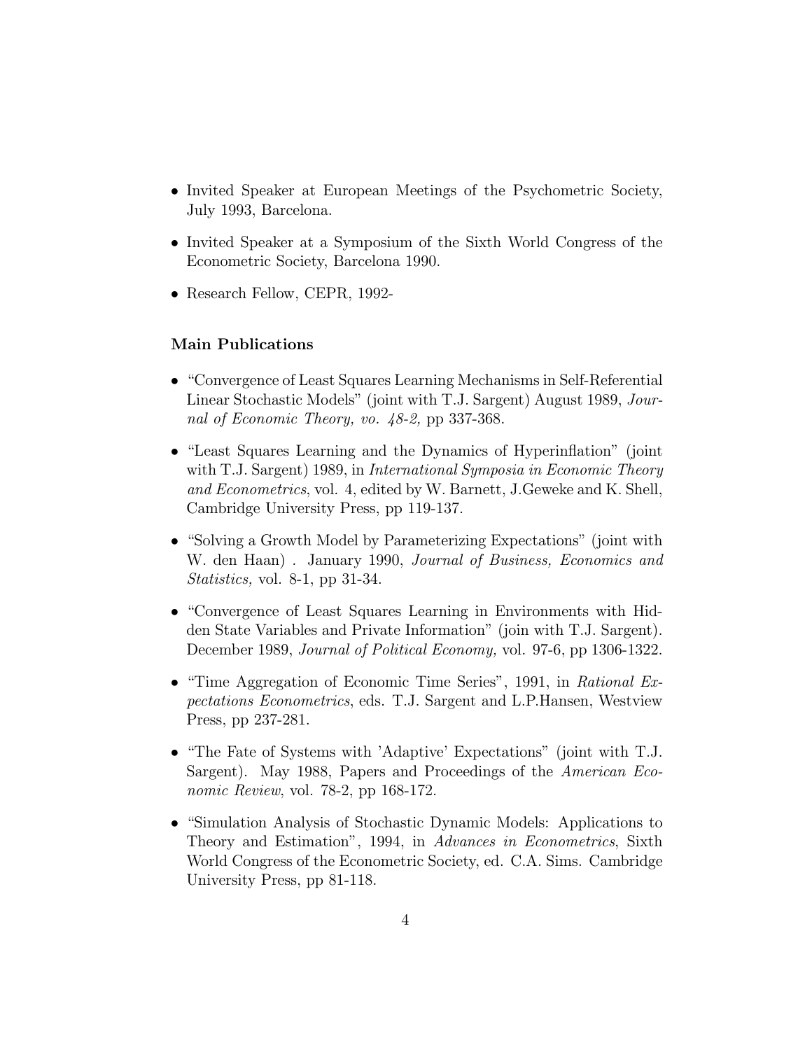- Invited Speaker at European Meetings of the Psychometric Society, July 1993, Barcelona.
- Invited Speaker at a Symposium of the Sixth World Congress of the Econometric Society, Barcelona 1990.
- Research Fellow, CEPR, 1992-

**Main Publications**

- "Convergence of Least Squares Learning Mechanisms in Self-Referential Linear Stochastic Models" (joint with T.J. Sargent) August 1989, *Journal of Economic Theory, vo. 48-2,* pp 337-368.
- "Least Squares Learning and the Dynamics of Hyperinflation" (joint with T.J. Sargent) 1989, in *International Symposia in Economic Theory and Econometrics*, vol. 4, edited by W. Barnett, J.Geweke and K. Shell, Cambridge University Press, pp 119-137.
- "Solving a Growth Model by Parameterizing Expectations" (joint with W. den Haan) . January 1990, *Journal of Business, Economics and Statistics,* vol. 8-1, pp 31-34.
- "Convergence of Least Squares Learning in Environments with Hidden State Variables and Private Information" (join with T.J. Sargent). December 1989, *Journal of Political Economy,* vol. 97-6, pp 1306-1322.
- "Time Aggregation of Economic Time Series", 1991, in *Rational Expectations Econometrics*, eds. T.J. Sargent and L.P.Hansen, Westview Press, pp 237-281.
- "The Fate of Systems with 'Adaptive' Expectations" (joint with T.J. Sargent). May 1988, Papers and Proceedings of the *American Economic Review*, vol. 78-2, pp 168-172.
- "Simulation Analysis of Stochastic Dynamic Models: Applications to Theory and Estimation", 1994, in *Advances in Econometrics*, Sixth World Congress of the Econometric Society, ed. C.A. Sims. Cambridge University Press, pp 81-118.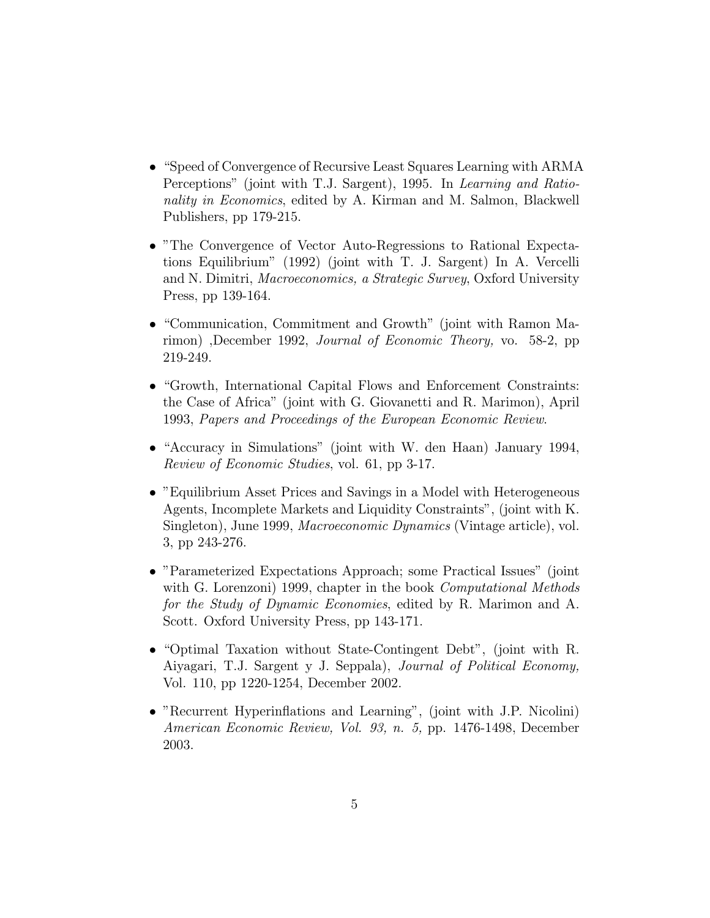- “Speed of Convergence of Recursive Least Squares Learning with ARMA Perceptions” (joint with T.J. Sargent), 1995. In *Learning and Rationality in Economics*, edited by A. Kirman and M. Salmon, Blackwell Publishers, pp 179-215.

- ”The Convergence of Vector Auto-Regressions to Rational Expectations Equilibrium” (1992) (joint with T. J. Sargent) In A. Vercelli and N. Dimitri, *Macroeconomics, a Strategic Survey*, Oxford University Press, pp 139-164.

- “Communication, Commitment and Growth” (joint with Ramon Marimon) ,December 1992, *Journal of Economic Theory,* vo. 58-2, pp 219-249.

- “Growth, International Capital Flows and Enforcement Constraints: the Case of Africa” (joint with G. Giovanetti and R. Marimon), April 1993, *Papers and Proceedings of the European Economic Review*.

- “Accuracy in Simulations” (joint with W. den Haan) January 1994, *Review of Economic Studies*, vol. 61, pp 3-17.

- ”Equilibrium Asset Prices and Savings in a Model with Heterogeneous Agents, Incomplete Markets and Liquidity Constraints”, (joint with K. Singleton), June 1999, *Macroeconomic Dynamics* (Vintage article), vol. 3, pp 243-276.

- ”Parameterized Expectations Approach; some Practical Issues” (joint with G. Lorenzoni) 1999, chapter in the book *Computational Methods for the Study of Dynamic Economies*, edited by R. Marimon and A. Scott. Oxford University Press, pp 143-171.

- “Optimal Taxation without State-Contingent Debt”, (joint with R. Aiyagari, T.J. Sargent y J. Seppala), *Journal of Political Economy,* Vol. 110, pp 1220-1254, December 2002.

- ”Recurrent Hyperinflations and Learning”, (joint with J.P. Nicolini) *American Economic Review, Vol. 93, n. 5,* pp. 1476-1498, December 2003.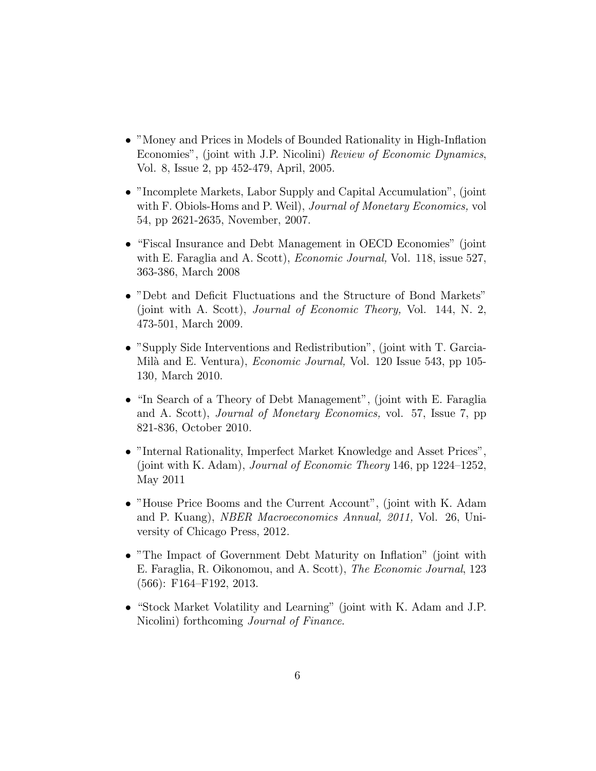- "Money and Prices in Models of Bounded Rationality in High-Inflation Economies", (joint with J.P. Nicolini) *Review of Economic Dynamics*, Vol. 8, Issue 2, pp 452-479, April, 2005.

- "Incomplete Markets, Labor Supply and Capital Accumulation", (joint with F. Obiols-Homs and P. Weil), *Journal of Monetary Economics,* vol 54, pp 2621-2635, November, 2007.

- "Fiscal Insurance and Debt Management in OECD Economies" (joint with E. Faraglia and A. Scott), *Economic Journal,* Vol. 118, issue 527, 363-386, March 2008

- "Debt and Deficit Fluctuations and the Structure of Bond Markets" (joint with A. Scott), *Journal of Economic Theory,* Vol. 144, N. 2, 473-501, March 2009.

- "Supply Side Interventions and Redistribution", (joint with T. Garcia-Milà and E. Ventura), *Economic Journal,* Vol. 120 Issue 543, pp 105-130*,* March 2010.

- "In Search of a Theory of Debt Management", (joint with E. Faraglia and A. Scott), *Journal of Monetary Economics,* vol. 57, Issue 7, pp 821-836, October 2010.

- "Internal Rationality, Imperfect Market Knowledge and Asset Prices", (joint with K. Adam), *Journal of Economic Theory* 146, pp 1224–1252, May 2011

- "House Price Booms and the Current Account", (joint with K. Adam and P. Kuang), *NBER Macroeconomics Annual, 2011,* Vol. 26, University of Chicago Press, 2012.

- "The Impact of Government Debt Maturity on Inflation" (joint with E. Faraglia, R. Oikonomou, and A. Scott), *The Economic Journal*, 123 (566): F164–F192, 2013.

- "Stock Market Volatility and Learning" (joint with K. Adam and J.P. Nicolini) forthcoming *Journal of Finance*.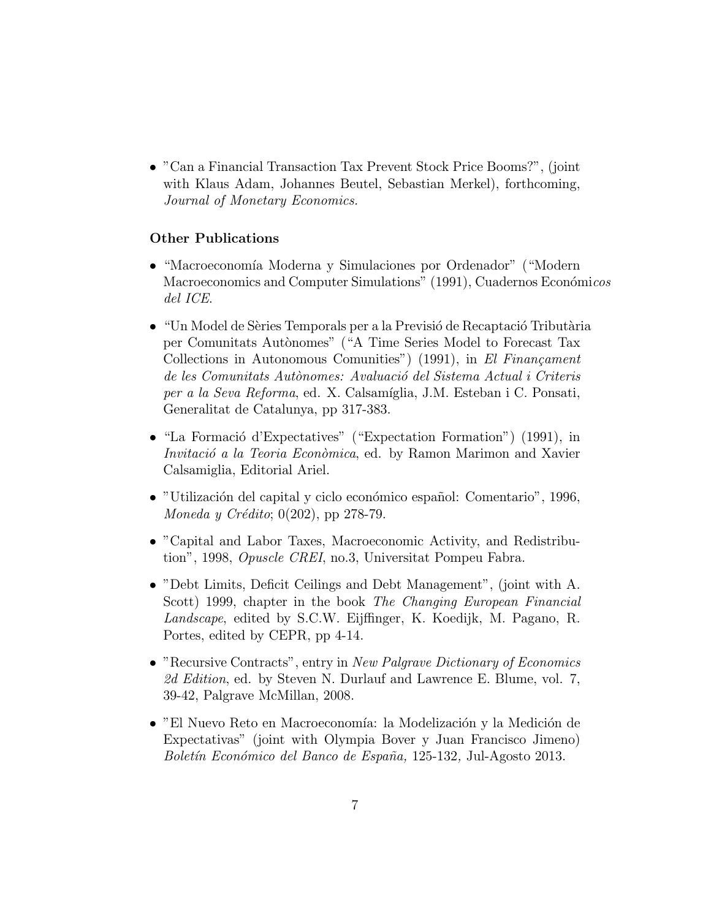- "Can a Financial Transaction Tax Prevent Stock Price Booms?", (joint with Klaus Adam, Johannes Beutel, Sebastian Merkel), forthcoming, *Journal of Monetary Economics.*

**Other Publications**

- "Macroeconomía Moderna y Simulaciones por Ordenador" ("Modern Macroeconomics and Computer Simulations" (1991), Cuadernos Económi*cos del ICE*.
- "Un Model de Sèries Temporals per a la Previsió de Recaptació Tributària per Comunitats Autònomes" ("A Time Series Model to Forecast Tax Collections in Autonomous Comunities") (1991), in *El Finançament de les Comunitats Autònomes: Avaluació del Sistema Actual i Criteris per a la Seva Reforma*, ed. X. Calsamíglia, J.M. Esteban i C. Ponsati, Generalitat de Catalunya, pp 317-383.
- "La Formació d'Expectatives" ("Expectation Formation") (1991), in *Invitació a la Teoria Econòmica*, ed. by Ramon Marimon and Xavier Calsamiglia, Editorial Ariel.
- "Utilización del capital y ciclo económico español: Comentario", 1996, *Moneda y Crédito*; 0(202), pp 278-79.
- "Capital and Labor Taxes, Macroeconomic Activity, and Redistribution", 1998, *Opuscle CREI*, no.3, Universitat Pompeu Fabra.
- "Debt Limits, Deficit Ceilings and Debt Management", (joint with A. Scott) 1999, chapter in the book *The Changing European Financial Landscape*, edited by S.C.W. Eijffinger, K. Koedijk, M. Pagano, R. Portes, edited by CEPR, pp 4-14.
- "Recursive Contracts", entry in *New Palgrave Dictionary of Economics 2d Edition*, ed. by Steven N. Durlauf and Lawrence E. Blume, vol. 7, 39-42, Palgrave McMillan, 2008.
- "El Nuevo Reto en Macroeconomía: la Modelización y la Medición de Expectativas" (joint with Olympia Bover y Juan Francisco Jimeno) *Boletín Económico del Banco de España,* 125-132*,* Jul-Agosto 2013.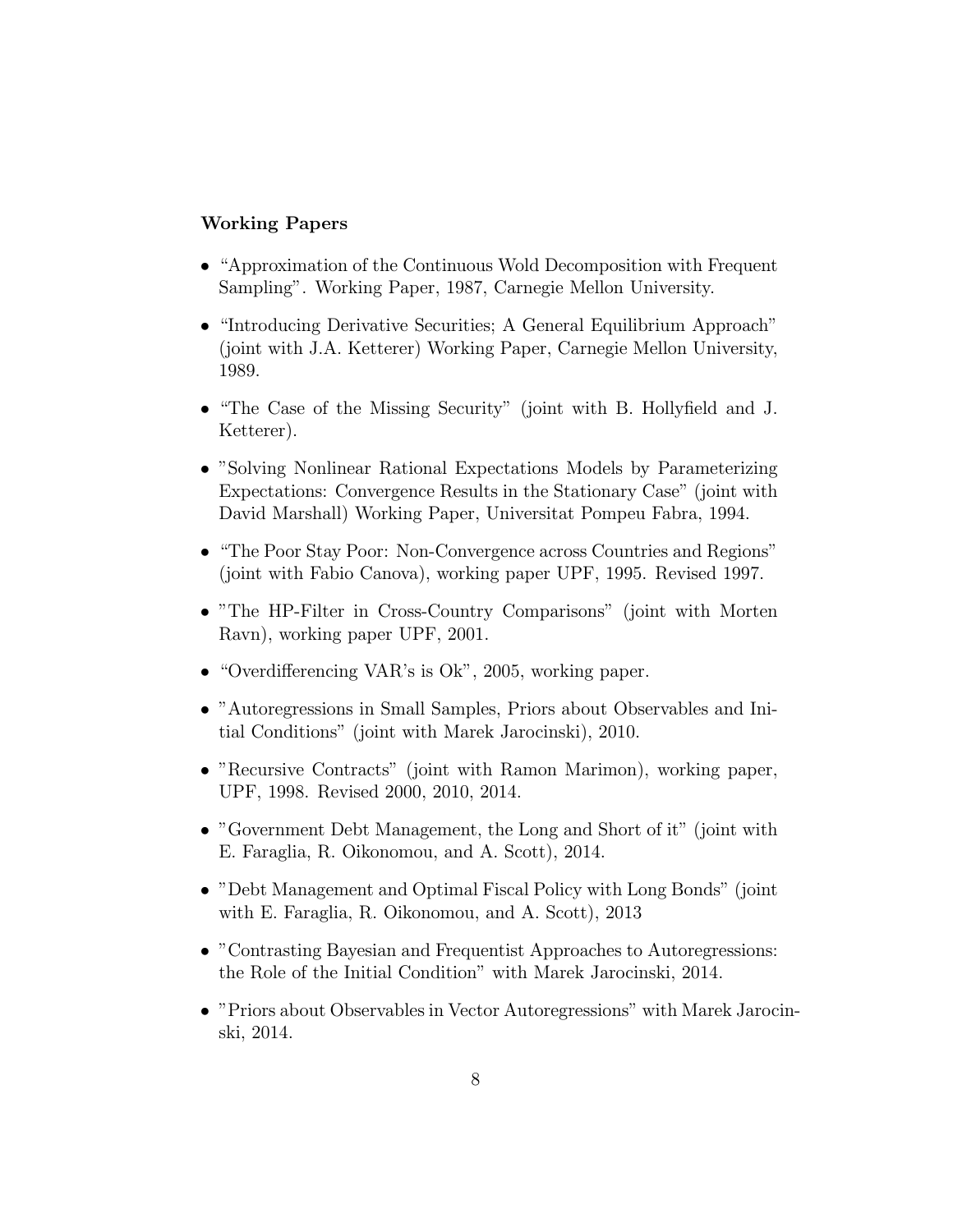**Working Papers**

- "Approximation of the Continuous Wold Decomposition with Frequent Sampling". Working Paper, 1987, Carnegie Mellon University.
- "Introducing Derivative Securities; A General Equilibrium Approach" (joint with J.A. Ketterer) Working Paper, Carnegie Mellon University, 1989.
- "The Case of the Missing Security" (joint with B. Hollyfield and J. Ketterer).
- "Solving Nonlinear Rational Expectations Models by Parameterizing Expectations: Convergence Results in the Stationary Case" (joint with David Marshall) Working Paper, Universitat Pompeu Fabra, 1994.
- "The Poor Stay Poor: Non-Convergence across Countries and Regions" (joint with Fabio Canova), working paper UPF, 1995. Revised 1997.
- "The HP-Filter in Cross-Country Comparisons" (joint with Morten Ravn), working paper UPF, 2001.
- "Overdifferencing VAR's is Ok", 2005, working paper.
- "Autoregressions in Small Samples, Priors about Observables and Initial Conditions" (joint with Marek Jarocinski), 2010.
- "Recursive Contracts" (joint with Ramon Marimon), working paper, UPF, 1998. Revised 2000, 2010, 2014.
- "Government Debt Management, the Long and Short of it" (joint with E. Faraglia, R. Oikonomou, and A. Scott), 2014.
- "Debt Management and Optimal Fiscal Policy with Long Bonds" (joint with E. Faraglia, R. Oikonomou, and A. Scott), 2013
- "Contrasting Bayesian and Frequentist Approaches to Autoregressions: the Role of the Initial Condition" with Marek Jarocinski, 2014.
- "Priors about Observables in Vector Autoregressions" with Marek Jarocinski, 2014.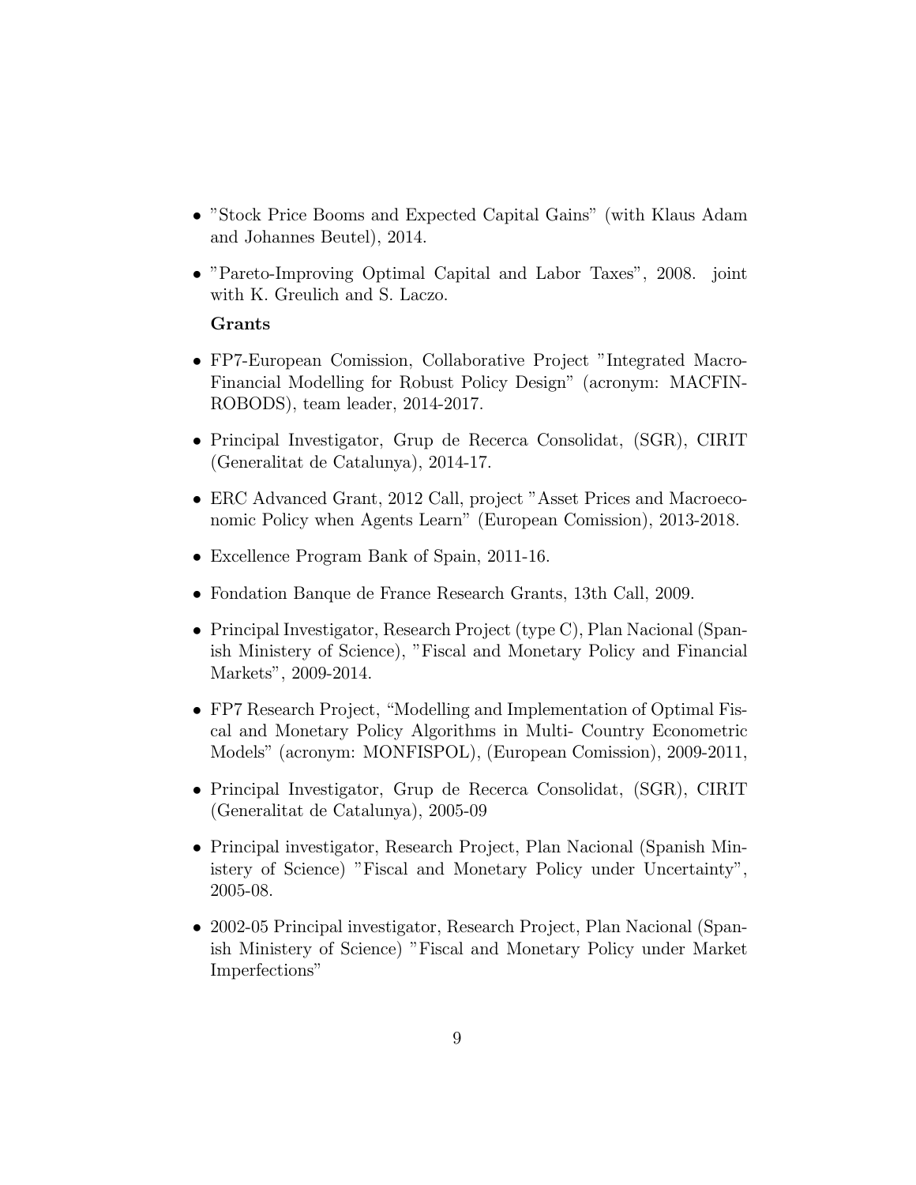- "Stock Price Booms and Expected Capital Gains" (with Klaus Adam and Johannes Beutel), 2014.
- "Pareto-Improving Optimal Capital and Labor Taxes", 2008. joint with K. Greulich and S. Laczo.

**Grants**

- FP7-European Comission, Collaborative Project "Integrated Macro-Financial Modelling for Robust Policy Design" (acronym: MACFIN-ROBODS), team leader, 2014-2017.
- Principal Investigator, Grup de Recerca Consolidat, (SGR), CIRIT (Generalitat de Catalunya), 2014-17.
- ERC Advanced Grant, 2012 Call, project "Asset Prices and Macroeconomic Policy when Agents Learn" (European Comission), 2013-2018.
- Excellence Program Bank of Spain, 2011-16.
- Fondation Banque de France Research Grants, 13th Call, 2009.
- Principal Investigator, Research Project (type C), Plan Nacional (Spanish Ministery of Science), "Fiscal and Monetary Policy and Financial Markets", 2009-2014.
- FP7 Research Project, "Modelling and Implementation of Optimal Fiscal and Monetary Policy Algorithms in Multi- Country Econometric Models" (acronym: MONFISPOL), (European Comission), 2009-2011,
- Principal Investigator, Grup de Recerca Consolidat, (SGR), CIRIT (Generalitat de Catalunya), 2005-09
- Principal investigator, Research Project, Plan Nacional (Spanish Ministery of Science) "Fiscal and Monetary Policy under Uncertainty", 2005-08.
- 2002-05 Principal investigator, Research Project, Plan Nacional (Spanish Ministery of Science) "Fiscal and Monetary Policy under Market Imperfections"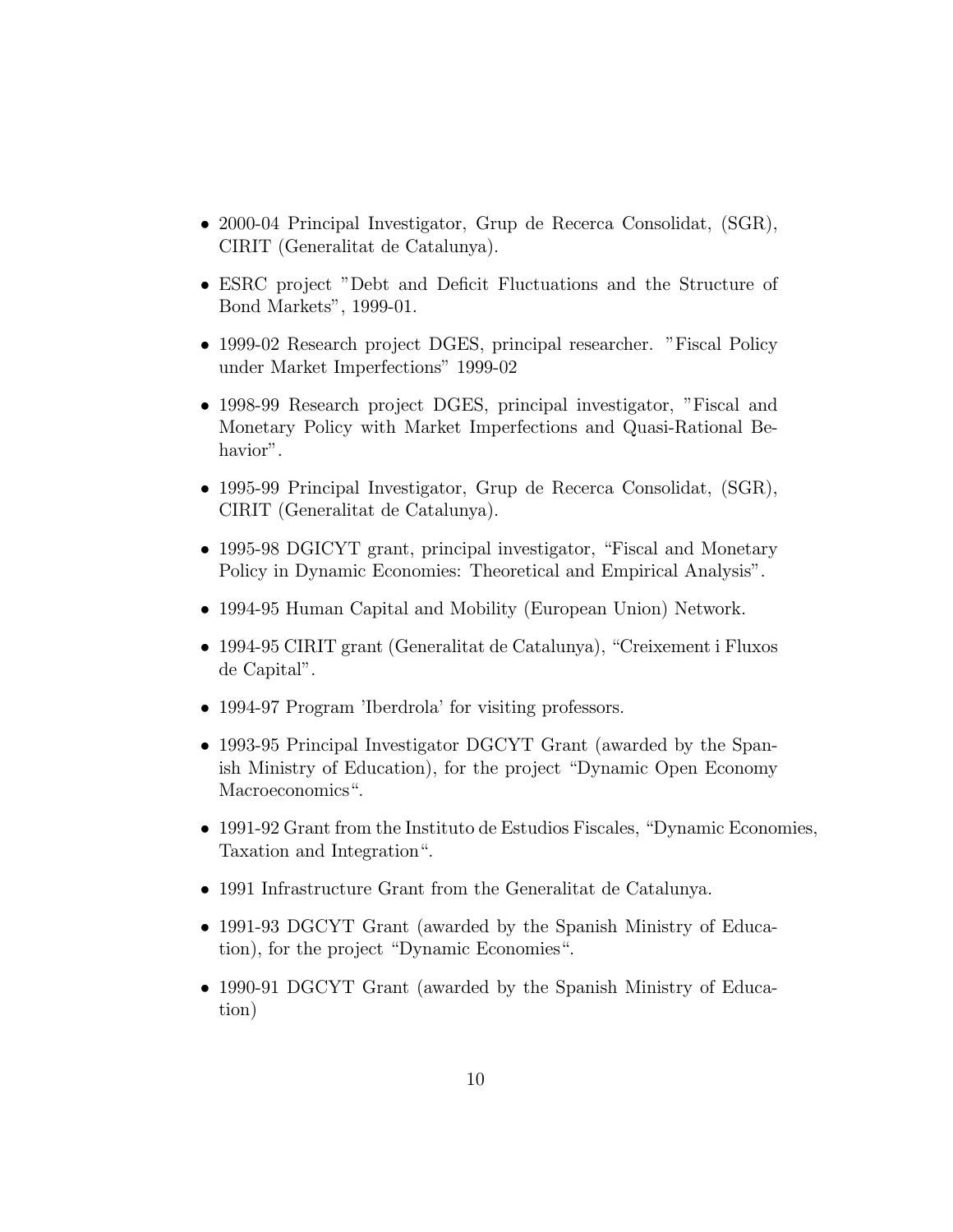- 2000-04 Principal Investigator, Grup de Recerca Consolidat, (SGR), CIRIT (Generalitat de Catalunya).
- ESRC project "Debt and Deficit Fluctuations and the Structure of Bond Markets", 1999-01.
- 1999-02 Research project DGES, principal researcher. "Fiscal Policy under Market Imperfections" 1999-02
- 1998-99 Research project DGES, principal investigator, "Fiscal and Monetary Policy with Market Imperfections and Quasi-Rational Behavior".
- 1995-99 Principal Investigator, Grup de Recerca Consolidat, (SGR), CIRIT (Generalitat de Catalunya).
- 1995-98 DGICYT grant, principal investigator, "Fiscal and Monetary Policy in Dynamic Economies: Theoretical and Empirical Analysis".
- 1994-95 Human Capital and Mobility (European Union) Network.
- 1994-95 CIRIT grant (Generalitat de Catalunya), "Creixement i Fluxos de Capital".
- 1994-97 Program 'Iberdrola' for visiting professors.
- 1993-95 Principal Investigator DGCYT Grant (awarded by the Spanish Ministry of Education), for the project "Dynamic Open Economy Macroeconomics".
- 1991-92 Grant from the Instituto de Estudios Fiscales, "Dynamic Economies, Taxation and Integration".
- 1991 Infrastructure Grant from the Generalitat de Catalunya.
- 1991-93 DGCYT Grant (awarded by the Spanish Ministry of Education), for the project "Dynamic Economies".
- 1990-91 DGCYT Grant (awarded by the Spanish Ministry of Education)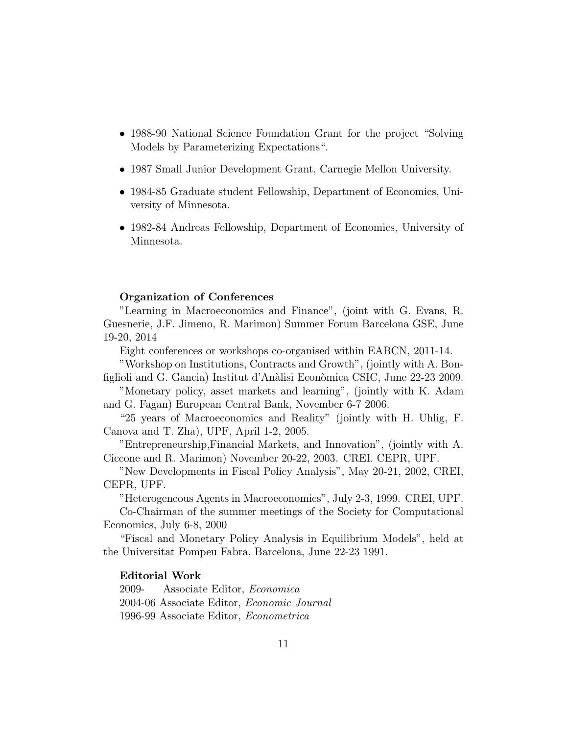- 1988-90 National Science Foundation Grant for the project "Solving Models by Parameterizing Expectations".

- 1987 Small Junior Development Grant, Carnegie Mellon University.

- 1984-85 Graduate student Fellowship, Department of Economics, University of Minnesota.

- 1982-84 Andreas Fellowship, Department of Economics, University of Minnesota.

**Organization of Conferences**

"Learning in Macroeconomics and Finance", (joint with G. Evans, R. Guesnerie, J.F. Jimeno, R. Marimon) Summer Forum Barcelona GSE, June 19-20, 2014

Eight conferences or workshops co-organised within EABCN, 2011-14.

"Workshop on Institutions, Contracts and Growth", (jointly with A. Bonfiglioli and G. Gancia) Institut d'Anàlisi Econòmica CSIC, June 22-23 2009.

"Monetary policy, asset markets and learning", (jointly with K. Adam and G. Fagan) European Central Bank, November 6-7 2006.

"25 years of Macroeconomics and Reality" (jointly with H. Uhlig, F. Canova and T. Zha), UPF, April 1-2, 2005.

"Entrepreneurship,Financial Markets, and Innovation", (jointly with A. Ciccone and R. Marimon) November 20-22, 2003. CREI. CEPR, UPF.

"New Developments in Fiscal Policy Analysis", May 20-21, 2002, CREI, CEPR, UPF.

"Heterogeneous Agents in Macroeconomics", July 2-3, 1999. CREI, UPF.

Co-Chairman of the summer meetings of the Society for Computational Economics, July 6-8, 2000

"Fiscal and Monetary Policy Analysis in Equilibrium Models", held at the Universitat Pompeu Fabra, Barcelona, June 22-23 1991.

**Editorial Work**

2009- Associate Editor, *Economica*
2004-06 Associate Editor, *Economic Journal*
1996-99 Associate Editor, *Econometrica*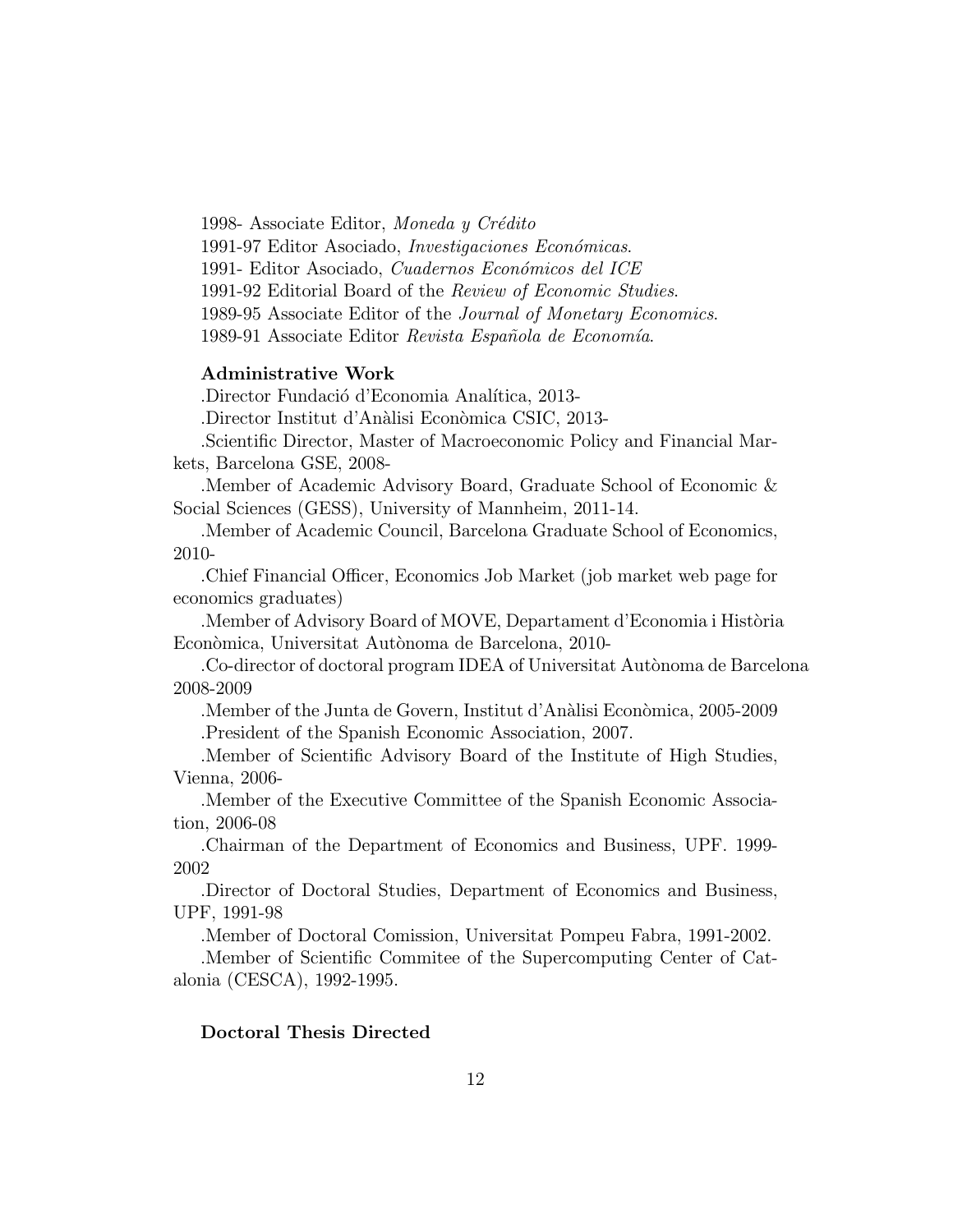1998- Associate Editor, *Moneda y Crédito*

1991-97 Editor Asociado, *Investigaciones Económicas.*

1991- Editor Asociado, *Cuadernos Económicos del ICE*

1991-92 Editorial Board of the *Review of Economic Studies.*

1989-95 Associate Editor of the *Journal of Monetary Economics.*

1989-91 Associate Editor *Revista Española de Economía.*

**Administrative Work**

.Director Fundació d'Economia Analítica, 2013-

.Director Institut d'Anàlisi Econòmica CSIC, 2013-

.Scientific Director, Master of Macroeconomic Policy and Financial Markets, Barcelona GSE, 2008-

.Member of Academic Advisory Board, Graduate School of Economic & Social Sciences (GESS), University of Mannheim, 2011-14.

.Member of Academic Council, Barcelona Graduate School of Economics, 2010-

.Chief Financial Officer, Economics Job Market (job market web page for economics graduates)

.Member of Advisory Board of MOVE, Departament d'Economia i Història Econòmica, Universitat Autònoma de Barcelona, 2010-

.Co-director of doctoral program IDEA of Universitat Autònoma de Barcelona 2008-2009

.Member of the Junta de Govern, Institut d'Anàlisi Econòmica, 2005-2009

.President of the Spanish Economic Association, 2007.

.Member of Scientific Advisory Board of the Institute of High Studies, Vienna, 2006-

.Member of the Executive Committee of the Spanish Economic Association, 2006-08

.Chairman of the Department of Economics and Business, UPF. 1999-2002

.Director of Doctoral Studies, Department of Economics and Business, UPF, 1991-98

.Member of Doctoral Comission, Universitat Pompeu Fabra, 1991-2002.

.Member of Scientific Commitee of the Supercomputing Center of Catalonia (CESCA), 1992-1995.

**Doctoral Thesis Directed**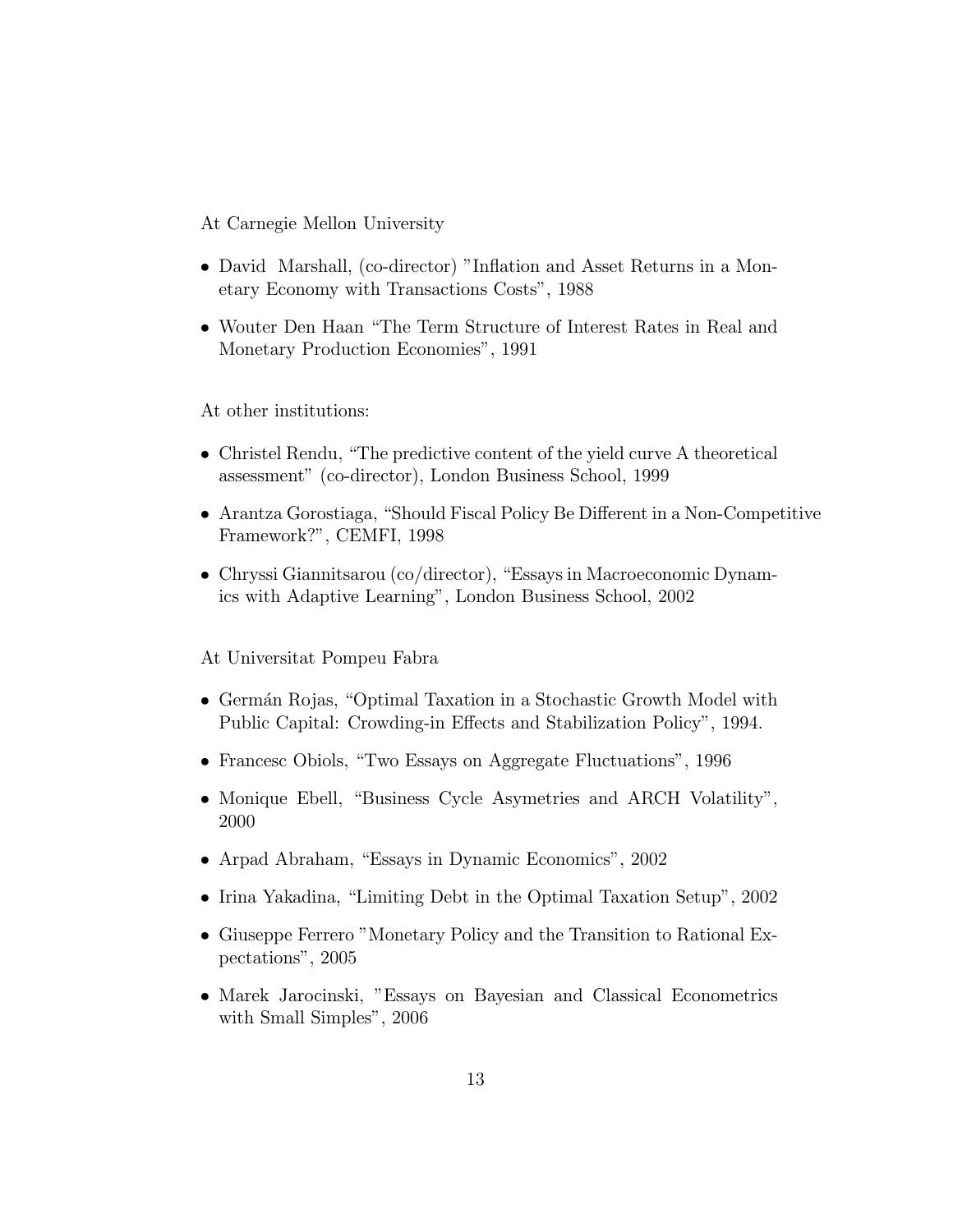At Carnegie Mellon University

- David Marshall, (co-director) "Inflation and Asset Returns in a Monetary Economy with Transactions Costs", 1988
- Wouter Den Haan "The Term Structure of Interest Rates in Real and Monetary Production Economies", 1991

At other institutions:

- Christel Rendu, "The predictive content of the yield curve A theoretical assessment" (co-director), London Business School, 1999
- Arantza Gorostiaga, "Should Fiscal Policy Be Different in a Non-Competitive Framework?", CEMFI, 1998
- Chryssi Giannitsarou (co/director), "Essays in Macroeconomic Dynamics with Adaptive Learning", London Business School, 2002

At Universitat Pompeu Fabra

- Germán Rojas, "Optimal Taxation in a Stochastic Growth Model with Public Capital: Crowding-in Effects and Stabilization Policy", 1994.
- Francesc Obiols, "Two Essays on Aggregate Fluctuations", 1996
- Monique Ebell, "Business Cycle Asymetries and ARCH Volatility", 2000
- Arpad Abraham, "Essays in Dynamic Economics", 2002
- Irina Yakadina, "Limiting Debt in the Optimal Taxation Setup", 2002
- Giuseppe Ferrero "Monetary Policy and the Transition to Rational Expectations", 2005
- Marek Jarocinski, "Essays on Bayesian and Classical Econometrics with Small Simples", 2006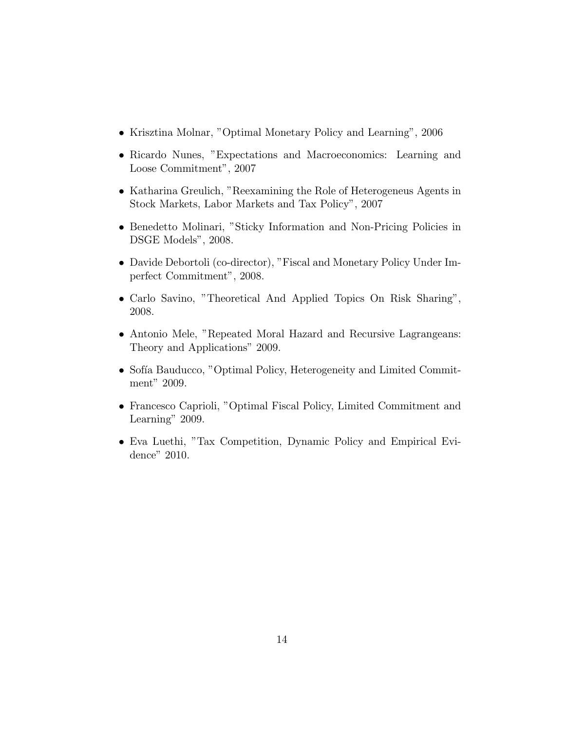- Krisztina Molnar, "Optimal Monetary Policy and Learning", 2006
- Ricardo Nunes, "Expectations and Macroeconomics: Learning and Loose Commitment", 2007
- Katharina Greulich, "Reexamining the Role of Heterogeneus Agents in Stock Markets, Labor Markets and Tax Policy", 2007
- Benedetto Molinari, "Sticky Information and Non-Pricing Policies in DSGE Models", 2008.
- Davide Debortoli (co-director), "Fiscal and Monetary Policy Under Imperfect Commitment", 2008.
- Carlo Savino, "Theoretical And Applied Topics On Risk Sharing", 2008.
- Antonio Mele, "Repeated Moral Hazard and Recursive Lagrangeans: Theory and Applications" 2009.
- Sofía Bauducco, "Optimal Policy, Heterogeneity and Limited Commitment" 2009.
- Francesco Caprioli, "Optimal Fiscal Policy, Limited Commitment and Learning" 2009.
- Eva Luethi, "Tax Competition, Dynamic Policy and Empirical Evidence" 2010.